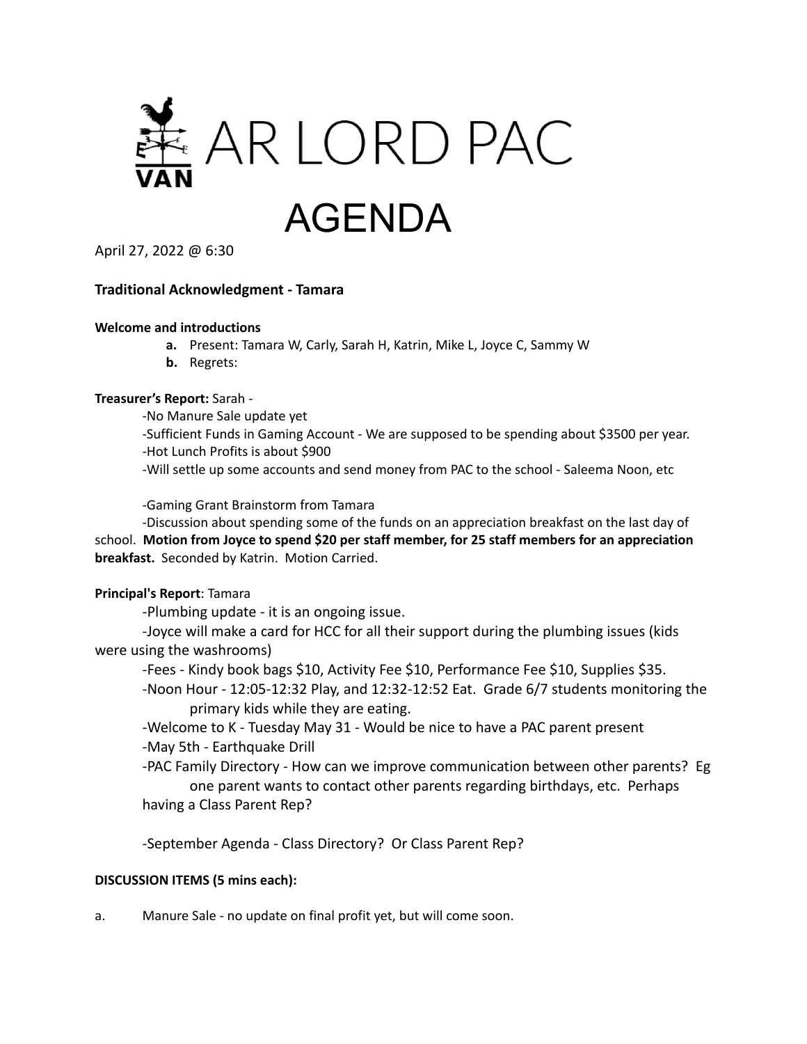# AR LORD PAC

# AGENDA

April 27, 2022 @ 6:30

### Traditional Acknowledgment - Tamara

**Welcome and introductions**

- **a.** Present: Tamara W, Carly, Sarah H, Katrin, Mike L, Joyce C, Sammy W
- **b.** Regrets:

**Treasurer's Report:** Sarah -

-No Manure Sale update yet

-Sufficient Funds in Gaming Account - We are supposed to be spending about $3500 per year.

-Hot Lunch Profits is about $900

-Will settle up some accounts and send money from PAC to the school - Saleema Noon, etc

-Gaming Grant Brainstorm from Tamara

-Discussion about spending some of the funds on an appreciation breakfast on the last day of school. **Motion from Joyce to spend $20 per staff member, for 25 staff members for an appreciation breakfast.** Seconded by Katrin. Motion Carried.

**Principal's Report**: Tamara

-Plumbing update - it is an ongoing issue.

-Joyce will make a card for HCC for all their support during the plumbing issues (kids were using the washrooms)

-Fees - Kindy book bags $10, Activity Fee $10, Performance Fee $10, Supplies $35.

-Noon Hour - 12:05-12:32 Play, and 12:32-12:52 Eat. Grade 6/7 students monitoring the primary kids while they are eating.

-Welcome to K - Tuesday May 31 - Would be nice to have a PAC parent present

-May 5th - Earthquake Drill

-PAC Family Directory - How can we improve communication between other parents? Eg one parent wants to contact other parents regarding birthdays, etc. Perhaps having a Class Parent Rep?

-September Agenda - Class Directory? Or Class Parent Rep?

**DISCUSSION ITEMS (5 mins each):**

a. Manure Sale - no update on final profit yet, but will come soon.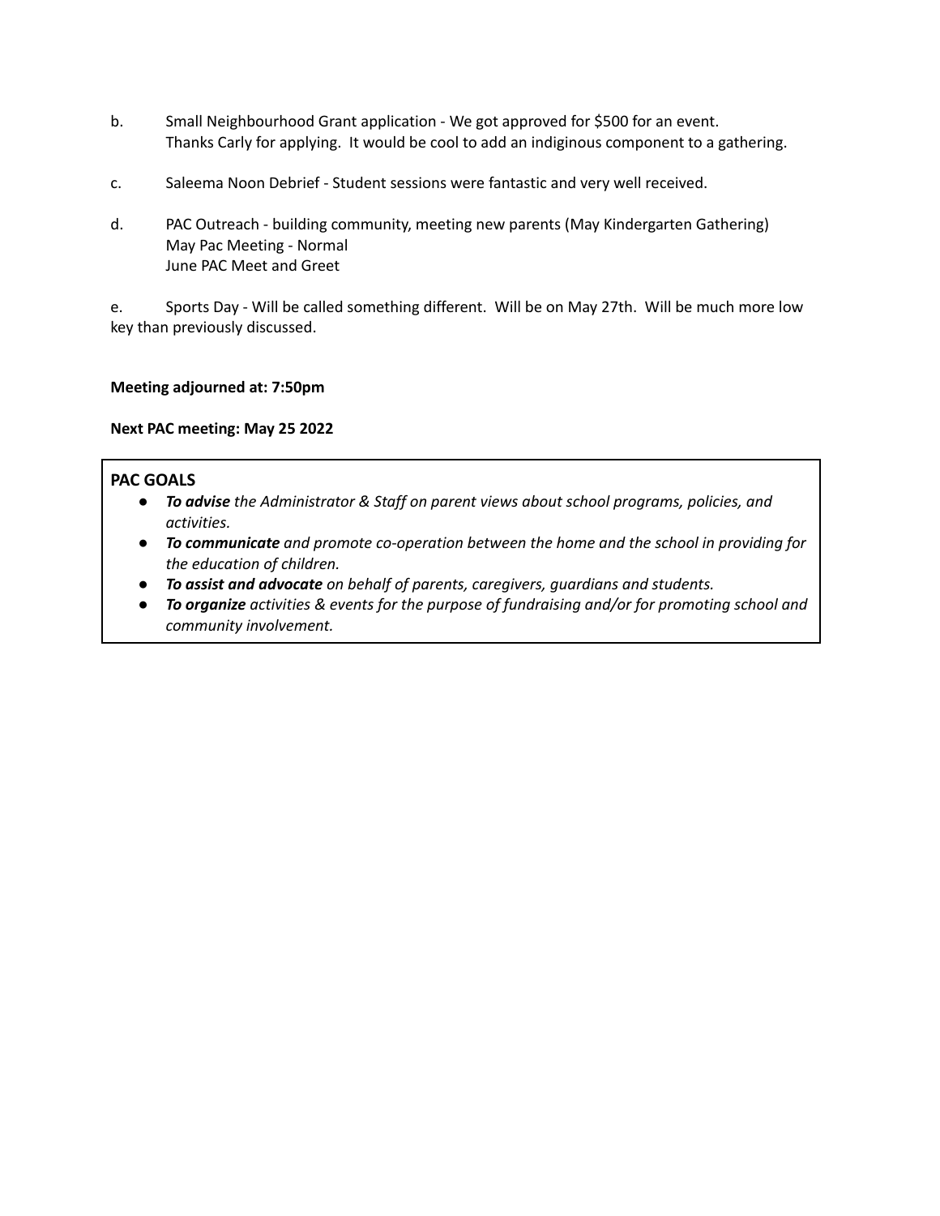b. Small Neighbourhood Grant application - We got approved for $500 for an event.
Thanks Carly for applying. It would be cool to add an indiginous component to a gathering.

c. Saleema Noon Debrief - Student sessions were fantastic and very well received.

d. PAC Outreach - building community, meeting new parents (May Kindergarten Gathering)
May Pac Meeting - Normal
June PAC Meet and Greet

e. Sports Day - Will be called something different. Will be on May 27th. Will be much more low key than previously discussed.

**Meeting adjourned at: 7:50pm**

**Next PAC meeting: May 25 2022**

**PAC GOALS**

- ***To advise*** *the Administrator & Staff on parent views about school programs, policies, and activities.*
- ***To communicate*** *and promote co-operation between the home and the school in providing for the education of children.*
- ***To assist and advocate*** *on behalf of parents, caregivers, guardians and students.*
- ***To organize*** *activities & events for the purpose of fundraising and/or for promoting school and community involvement.*